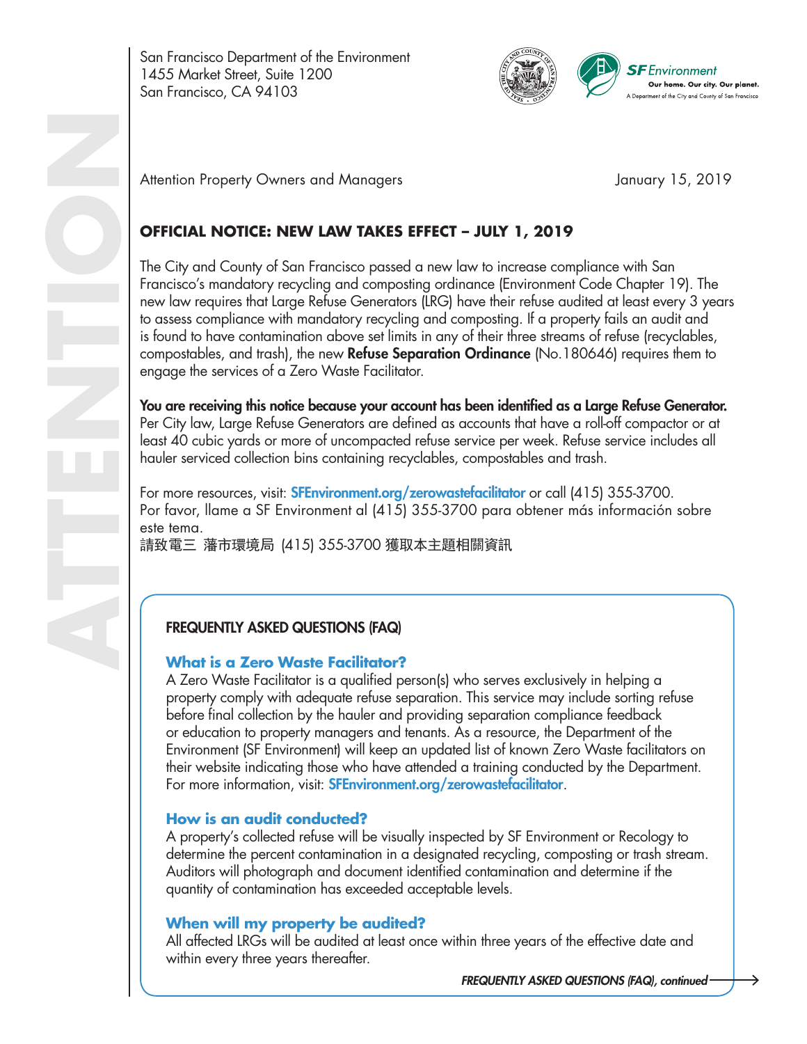San Francisco Department of the Environment
1455 Market Street, Suite 1200
San Francisco, CA 94103

**SF Environment**
Our home. Our city. Our planet.
A Department of the City and County of San Francisco

ATTENTION

Attention Property Owners and Managers

January 15, 2019

## OFFICIAL NOTICE: NEW LAW TAKES EFFECT – JULY 1, 2019

The City and County of San Francisco passed a new law to increase compliance with San Francisco's mandatory recycling and composting ordinance (Environment Code Chapter 19). The new law requires that Large Refuse Generators (LRG) have their refuse audited at least every 3 years to assess compliance with mandatory recycling and composting. If a property fails an audit and is found to have contamination above set limits in any of their three streams of refuse (recyclables, compostables, and trash), the new **Refuse Separation Ordinance** (No.180646) requires them to engage the services of a Zero Waste Facilitator.

**You are receiving this notice because your account has been identified as a Large Refuse Generator.** Per City law, Large Refuse Generators are defined as accounts that have a roll-off compactor or at least 40 cubic yards or more of uncompacted refuse service per week. Refuse service includes all hauler serviced collection bins containing recyclables, compostables and trash.

For more resources, visit: **SFEnvironment.org/zerowastefacilitator** or call (415) 355-3700.
Por favor, llame a SF Environment al (415) 355-3700 para obtener más información sobre este tema.
請致電三 藩市環境局 (415) 355-3700 獲取本主題相關資訊

### FREQUENTLY ASKED QUESTIONS (FAQ)

#### What is a Zero Waste Facilitator?

A Zero Waste Facilitator is a qualified person(s) who serves exclusively in helping a property comply with adequate refuse separation. This service may include sorting refuse before final collection by the hauler and providing separation compliance feedback or education to property managers and tenants. As a resource, the Department of the Environment (SF Environment) will keep an updated list of known Zero Waste facilitators on their website indicating those who have attended a training conducted by the Department. For more information, visit: **SFEnvironment.org/zerowastefacilitator**.

#### How is an audit conducted?

A property's collected refuse will be visually inspected by SF Environment or Recology to determine the percent contamination in a designated recycling, composting or trash stream. Auditors will photograph and document identified contamination and determine if the quantity of contamination has exceeded acceptable levels.

#### When will my property be audited?

All affected LRGs will be audited at least once within three years of the effective date and within every three years thereafter.

*FREQUENTLY ASKED QUESTIONS (FAQ), continued* →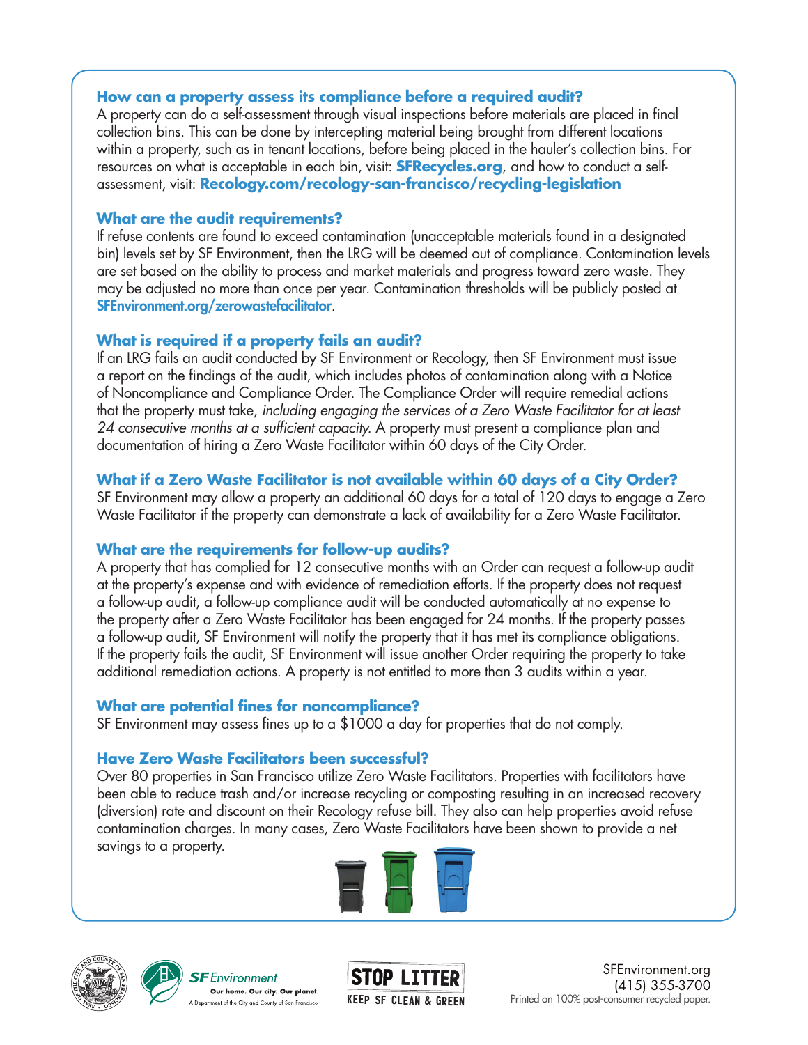### How can a property assess its compliance before a required audit?

A property can do a self-assessment through visual inspections before materials are placed in final collection bins. This can be done by intercepting material being brought from different locations within a property, such as in tenant locations, before being placed in the hauler's collection bins. For resources on what is acceptable in each bin, visit: **SFRecycles.org**, and how to conduct a self-assessment, visit: **Recology.com/recology-san-francisco/recycling-legislation**

### What are the audit requirements?

If refuse contents are found to exceed contamination (unacceptable materials found in a designated bin) levels set by SF Environment, then the LRG will be deemed out of compliance. Contamination levels are set based on the ability to process and market materials and progress toward zero waste. They may be adjusted no more than once per year. Contamination thresholds will be publicly posted at SFEnvironment.org/zerowastefacilitator.

### What is required if a property fails an audit?

If an LRG fails an audit conducted by SF Environment or Recology, then SF Environment must issue a report on the findings of the audit, which includes photos of contamination along with a Notice of Noncompliance and Compliance Order. The Compliance Order will require remedial actions that the property must take, *including engaging the services of a Zero Waste Facilitator for at least 24 consecutive months at a sufficient capacity.* A property must present a compliance plan and documentation of hiring a Zero Waste Facilitator within 60 days of the City Order.

### What if a Zero Waste Facilitator is not available within 60 days of a City Order?

SF Environment may allow a property an additional 60 days for a total of 120 days to engage a Zero Waste Facilitator if the property can demonstrate a lack of availability for a Zero Waste Facilitator.

### What are the requirements for follow-up audits?

A property that has complied for 12 consecutive months with an Order can request a follow-up audit at the property's expense and with evidence of remediation efforts. If the property does not request a follow-up audit, a follow-up compliance audit will be conducted automatically at no expense to the property after a Zero Waste Facilitator has been engaged for 24 months. If the property passes a follow-up audit, SF Environment will notify the property that it has met its compliance obligations. If the property fails the audit, SF Environment will issue another Order requiring the property to take additional remediation actions. A property is not entitled to more than 3 audits within a year.

### What are potential fines for noncompliance?

SF Environment may assess fines up to a $1000 a day for properties that do not comply.

### Have Zero Waste Facilitators been successful?

Over 80 properties in San Francisco utilize Zero Waste Facilitators. Properties with facilitators have been able to reduce trash and/or increase recycling or composting resulting in an increased recovery (diversion) rate and discount on their Recology refuse bill. They also can help properties avoid refuse contamination charges. In many cases, Zero Waste Facilitators have been shown to provide a net savings to a property.

SF Environment
Our home. Our city. Our planet.
A Department of the City and County of San Francisco

STOP LITTER
KEEP SF CLEAN & GREEN

SFEnvironment.org
(415) 355-3700
Printed on 100% post-consumer recycled paper.